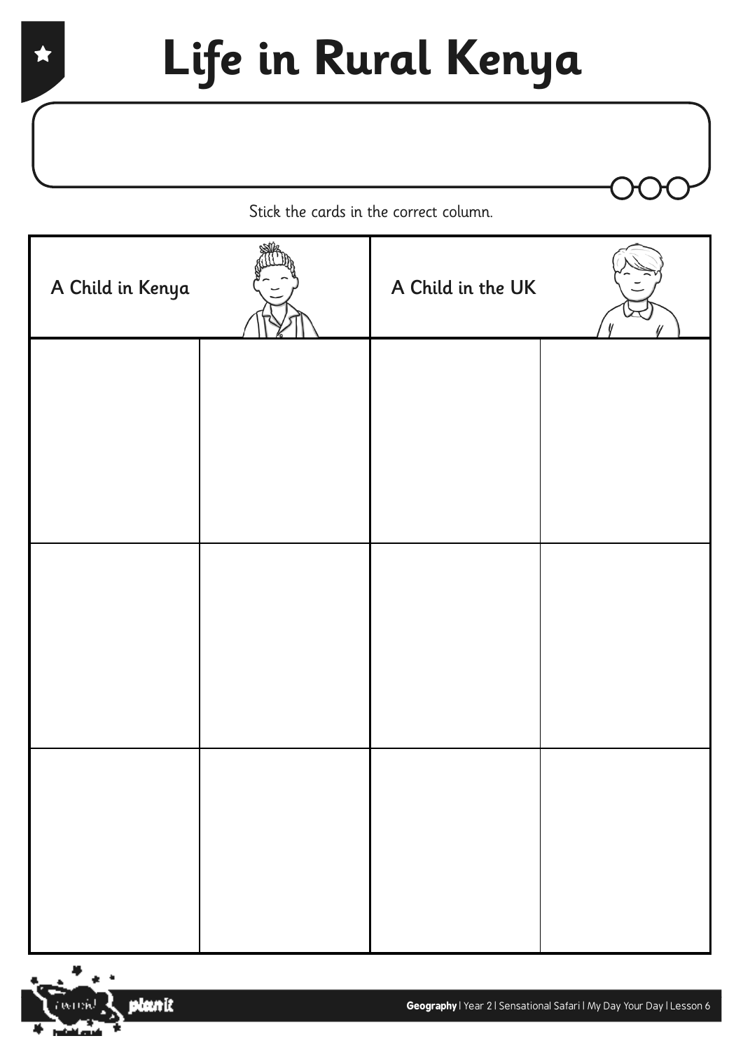# Life in Rural Kenya

Stick the cards in the correct column.

| A Child in Kenya | | A Child in the UK | |
| --- | --- | --- | --- |
| | | | |
| | | | |
| | | | |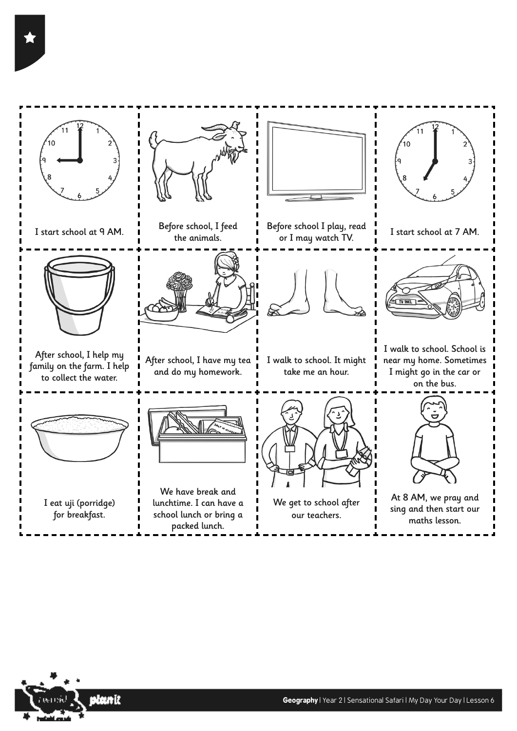| | | | |
|---|---|---|---|
| I start school at 9 AM. | Before school, I feed the animals. | Before school I play, read or I may watch TV. | I start school at 7 AM. |
| After school, I help my family on the farm. I help to collect the water. | After school, I have my tea and do my homework. | I walk to school. It might take me an hour. | I walk to school. School is near my home. Sometimes I might go in the car or on the bus. |
| I eat uji (porridge) for breakfast. | We have break and lunchtime. I can have a school lunch or bring a packed lunch. | We get to school after our teachers. | At 8 AM, we pray and sing and then start our maths lesson. |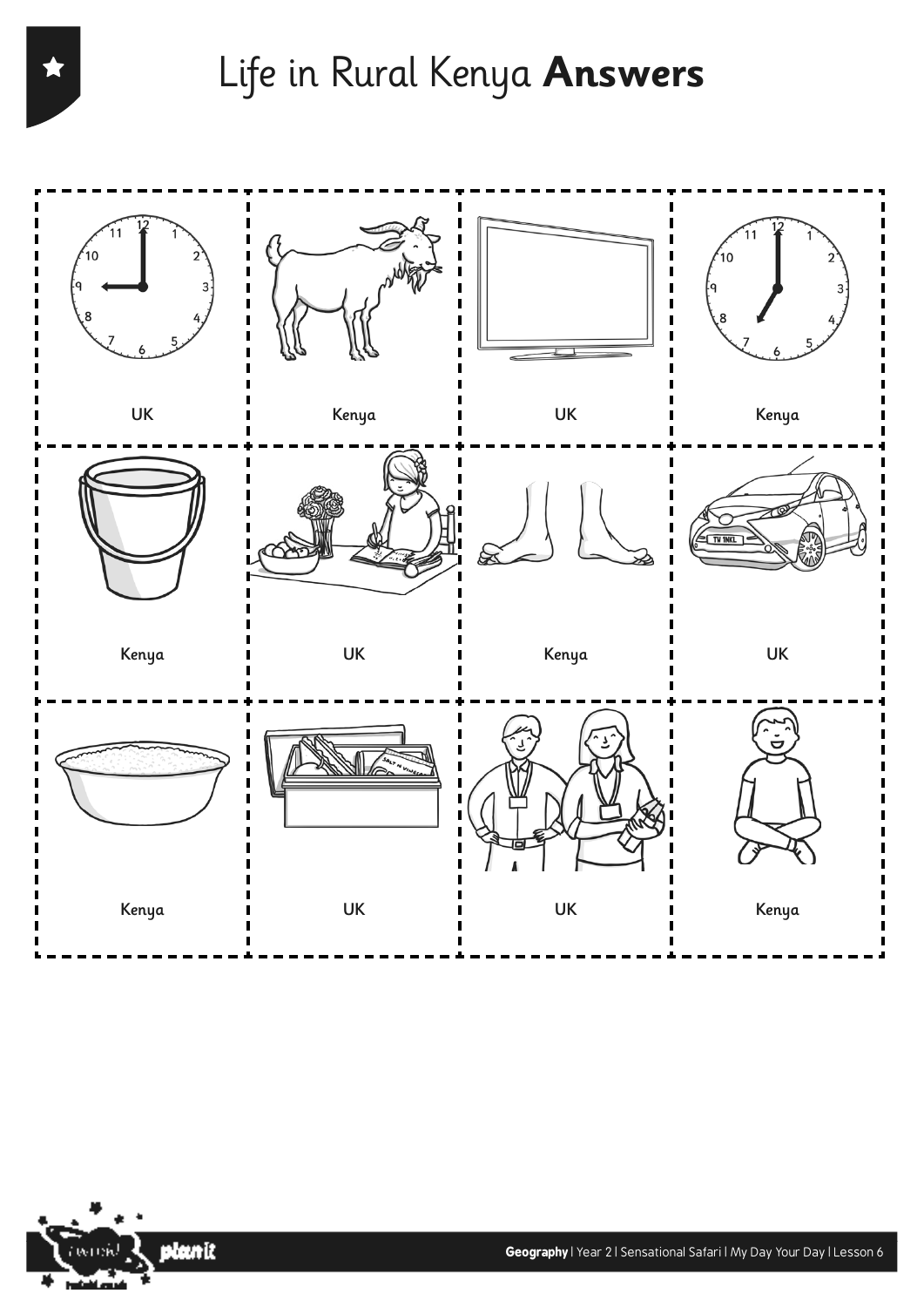# Life in Rural Kenya **Answers**

| | | | |
|---|---|---|---|
| UK | Kenya | UK | Kenya |
| Kenya | UK | Kenya | UK |
| Kenya | UK | UK | Kenya |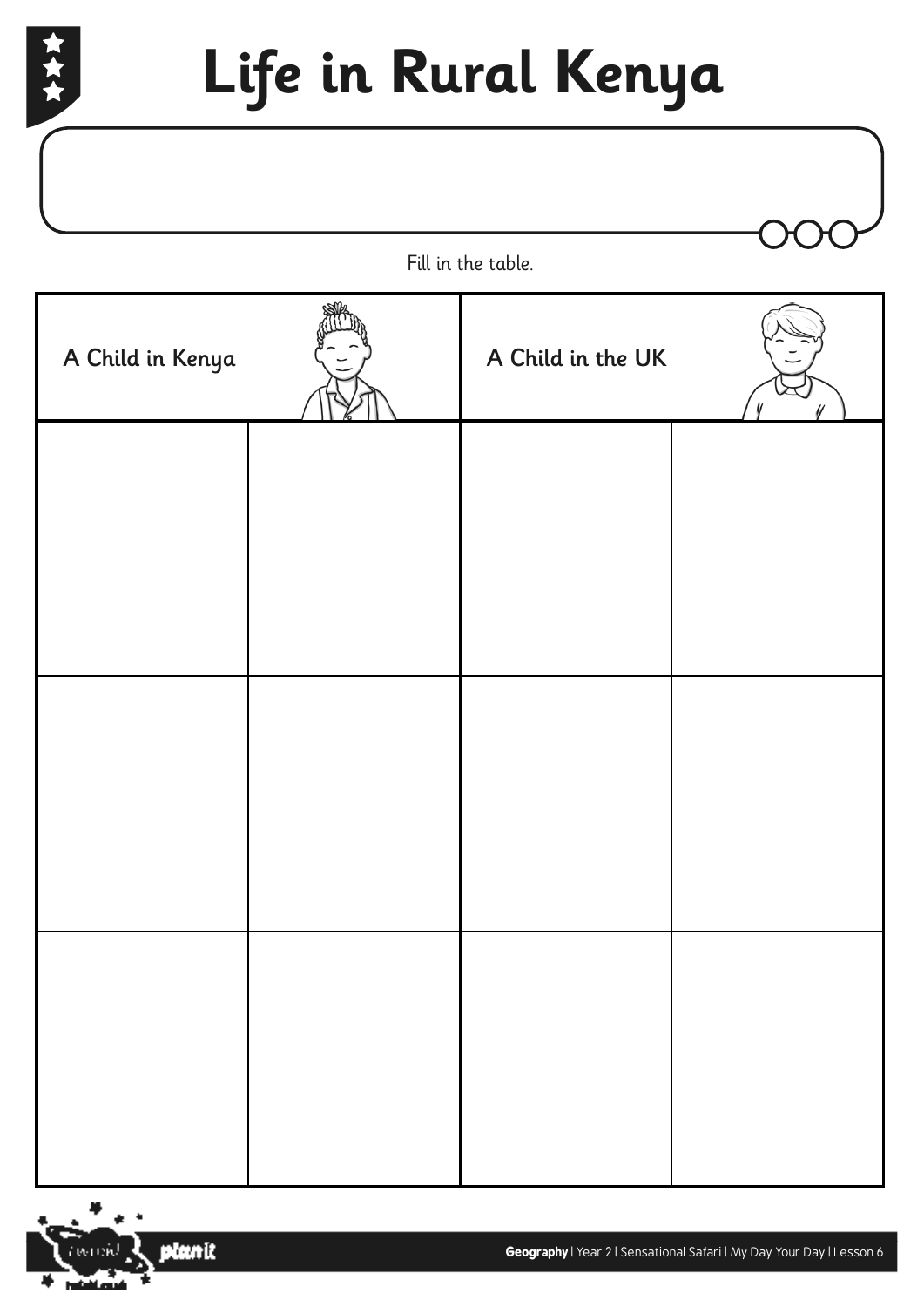# Life in Rural Kenya

Fill in the table.

| A Child in Kenya | | A Child in the UK | |
|---|---|---|---|
| | | | |
| | | | |
| | | | |